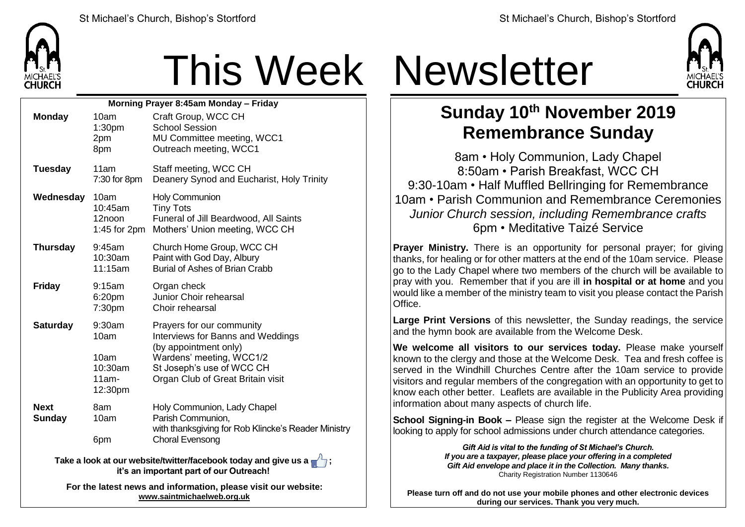# This Week Newsletter

**Morning Prayer 8:45am Monday – Friday**

| Day | Time | Event |
|---|---|---|
| **Monday** | 10am | Craft Group, WCC CH |
| | 1:30pm | School Session |
| | 2pm | MU Committee meeting, WCC1 |
| | 8pm | Outreach meeting, WCC1 |
| **Tuesday** | 11am | Staff meeting, WCC CH |
| | 7:30 for 8pm | Deanery Synod and Eucharist, Holy Trinity |
| **Wednesday** | 10am | Holy Communion |
| | 10:45am | Tiny Tots |
| | 12noon | Funeral of Jill Beardwood, All Saints |
| | 1:45 for 2pm | Mothers' Union meeting, WCC CH |
| **Thursday** | 9:45am | Church Home Group, WCC CH |
| | 10:30am | Paint with God Day, Albury |
| | 11:15am | Burial of Ashes of Brian Crabb |
| **Friday** | 9:15am | Organ check |
| | 6:20pm | Junior Choir rehearsal |
| | 7:30pm | Choir rehearsal |
| **Saturday** | 9:30am | Prayers for our community |
| | 10am | Interviews for Banns and Weddings (by appointment only) |
| | 10am | Wardens' meeting, WCC1/2 |
| | 10:30am | St Joseph's use of WCC CH |
| | 11am-12:30pm | Organ Club of Great Britain visit |
| **Next Sunday** | 8am | Holy Communion, Lady Chapel |
| | 10am | Parish Communion, with thanksgiving for Rob Klincke's Reader Ministry |
| | 6pm | Choral Evensong |

**Take a look at our website/twitter/facebook today and give us a 👍; it's an important part of our Outreach!**

**For the latest news and information, please visit our website: www.saintmichaelweb.org.uk**

## Sunday 10th November 2019
## Remembrance Sunday

8am • Holy Communion, Lady Chapel
8:50am • Parish Breakfast, WCC CH
9:30-10am • Half Muffled Bellringing for Remembrance
10am • Parish Communion and Remembrance Ceremonies
*Junior Church session, including Remembrance crafts*
6pm • Meditative Taizé Service

**Prayer Ministry.** There is an opportunity for personal prayer; for giving thanks, for healing or for other matters at the end of the 10am service. Please go to the Lady Chapel where two members of the church will be available to pray with you. Remember that if you are ill **in hospital or at home** and you would like a member of the ministry team to visit you please contact the Parish Office.

**Large Print Versions** of this newsletter, the Sunday readings, the service and the hymn book are available from the Welcome Desk.

**We welcome all visitors to our services today.** Please make yourself known to the clergy and those at the Welcome Desk. Tea and fresh coffee is served in the Windhill Churches Centre after the 10am service to provide visitors and regular members of the congregation with an opportunity to get to know each other better. Leaflets are available in the Publicity Area providing information about many aspects of church life.

**School Signing-in Book –** Please sign the register at the Welcome Desk if looking to apply for school admissions under church attendance categories.

***Gift Aid is vital to the funding of St Michael's Church. If you are a taxpayer, please place your offering in a completed Gift Aid envelope and place it in the Collection. Many thanks.***
Charity Registration Number 1130646

**Please turn off and do not use your mobile phones and other electronic devices during our services. Thank you very much.**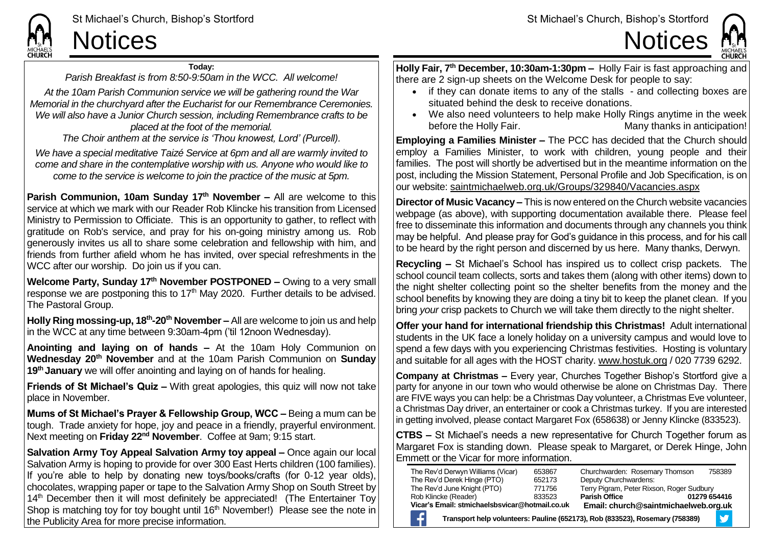# Notices

**Today:**

*Parish Breakfast is from 8:50-9:50am in the WCC. All welcome!*

*At the 10am Parish Communion service we will be gathering round the War Memorial in the churchyard after the Eucharist for our Remembrance Ceremonies. We will also have a Junior Church session, including Remembrance crafts to be placed at the foot of the memorial.*

*The Choir anthem at the service is 'Thou knowest, Lord' (Purcell).*

*We have a special meditative Taizé Service at 6pm and all are warmly invited to come and share in the contemplative worship with us. Anyone who would like to come to the service is welcome to join the practice of the music at 5pm.*

**Parish Communion, 10am Sunday 17th November –** All are welcome to this service at which we mark with our Reader Rob Klincke his transition from Licensed Ministry to Permission to Officiate. This is an opportunity to gather, to reflect with gratitude on Rob's service, and pray for his on-going ministry among us. Rob generously invites us all to share some celebration and fellowship with him, and friends from further afield whom he has invited, over special refreshments in the WCC after our worship. Do join us if you can.

**Welcome Party, Sunday 17th November POSTPONED –** Owing to a very small response we are postponing this to 17th May 2020. Further details to be advised. The Pastoral Group.

**Holly Ring mossing-up, 18th-20th November –** All are welcome to join us and help in the WCC at any time between 9:30am-4pm ('til 12noon Wednesday).

**Anointing and laying on of hands –** At the 10am Holy Communion on **Wednesday 20th November** and at the 10am Parish Communion on **Sunday 19th January** we will offer anointing and laying on of hands for healing.

**Friends of St Michael's Quiz –** With great apologies, this quiz will now not take place in November.

**Mums of St Michael's Prayer & Fellowship Group, WCC –** Being a mum can be tough. Trade anxiety for hope, joy and peace in a friendly, prayerful environment. Next meeting on **Friday 22nd November**. Coffee at 9am; 9:15 start.

**Salvation Army Toy Appeal Salvation Army toy appeal –** Once again our local Salvation Army is hoping to provide for over 300 East Herts children (100 families). If you're able to help by donating new toys/books/crafts (for 0-12 year olds), chocolates, wrapping paper or tape to the Salvation Army Shop on South Street by 14th December then it will most definitely be appreciated! (The Entertainer Toy Shop is matching toy for toy bought until 16th November!) Please see the note in the Publicity Area for more precise information.

**Holly Fair, 7th December, 10:30am-1:30pm –** Holly Fair is fast approaching and there are 2 sign-up sheets on the Welcome Desk for people to say:

- if they can donate items to any of the stalls - and collecting boxes are situated behind the desk to receive donations.
- We also need volunteers to help make Holly Rings anytime in the week before the Holly Fair. Many thanks in anticipation!

**Employing a Families Minister –** The PCC has decided that the Church should employ a Families Minister, to work with children, young people and their families. The post will shortly be advertised but in the meantime information on the post, including the Mission Statement, Personal Profile and Job Specification, is on our website: saintmichaelweb.org.uk/Groups/329840/Vacancies.aspx

**Director of Music Vacancy –** This is now entered on the Church website vacancies webpage (as above), with supporting documentation available there. Please feel free to disseminate this information and documents through any channels you think may be helpful. And please pray for God's guidance in this process, and for his call to be heard by the right person and discerned by us here. Many thanks, Derwyn.

**Recycling –** St Michael's School has inspired us to collect crisp packets. The school council team collects, sorts and takes them (along with other items) down to the night shelter collecting point so the shelter benefits from the money and the school benefits by knowing they are doing a tiny bit to keep the planet clean. If you bring *your* crisp packets to Church we will take them directly to the night shelter.

**Offer your hand for international friendship this Christmas!** Adult international students in the UK face a lonely holiday on a university campus and would love to spend a few days with you experiencing Christmas festivities. Hosting is voluntary and suitable for all ages with the HOST charity. www.hostuk.org / 020 7739 6292.

**Company at Christmas –** Every year, Churches Together Bishop's Stortford give a party for anyone in our town who would otherwise be alone on Christmas Day. There are FIVE ways you can help: be a Christmas Day volunteer, a Christmas Eve volunteer, a Christmas Day driver, an entertainer or cook a Christmas turkey. If you are interested in getting involved, please contact Margaret Fox (658638) or Jenny Klincke (833523).

**CTBS –** St Michael's needs a new representative for Church Together forum as Margaret Fox is standing down. Please speak to Margaret, or Derek Hinge, John Emmett or the Vicar for more information.

| | | | |
|---|---|---|---|
| The Rev'd Derwyn Williams (Vicar) | 653867 | Churchwarden: Rosemary Thomson | 758389 |
| The Rev'd Derek Hinge (PTO) | 652173 | Deputy Churchwardens: | |
| The Rev'd June Knight (PTO) | 771756 | Terry Pigram, Peter Rixson, Roger Sudbury | |
| Rob Klincke (Reader) | 833523 | **Parish Office** | **01279 654416** |
| **Vicar's Email: stmichaelsbsvicar@hotmail.co.uk** | | **Email: church@saintmichaelweb.org.uk** | |

**Transport help volunteers: Pauline (652173), Rob (833523), Rosemary (758389)**